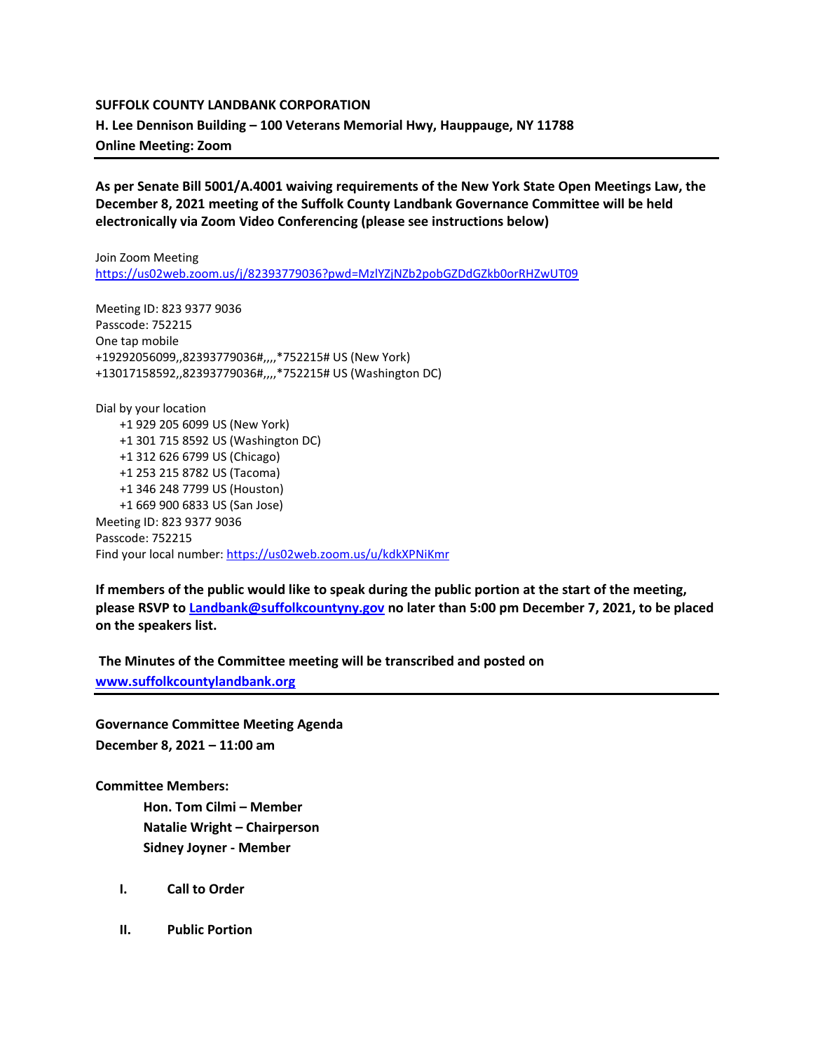**SUFFOLK COUNTY LANDBANK CORPORATION**
**H. Lee Dennison Building – 100 Veterans Memorial Hwy, Hauppauge, NY 11788**
**Online Meeting: Zoom**

---

**As per Senate Bill 5001/A.4001 waiving requirements of the New York State Open Meetings Law, the December 8, 2021 meeting of the Suffolk County Landbank Governance Committee will be held electronically via Zoom Video Conferencing (please see instructions below)**

Join Zoom Meeting
https://us02web.zoom.us/j/82393779036?pwd=MzlYZjNZb2pobGZDdGZkb0orRHZwUT09

Meeting ID: 823 9377 9036
Passcode: 752215
One tap mobile
+19292056099,,82393779036#,,,,*752215# US (New York)
+13017158592,,82393779036#,,,,*752215# US (Washington DC)

Dial by your location
+1 929 205 6099 US (New York)
+1 301 715 8592 US (Washington DC)
+1 312 626 6799 US (Chicago)
+1 253 215 8782 US (Tacoma)
+1 346 248 7799 US (Houston)
+1 669 900 6833 US (San Jose)
Meeting ID: 823 9377 9036
Passcode: 752215
Find your local number: https://us02web.zoom.us/u/kdkXPNiKmr

**If members of the public would like to speak during the public portion at the start of the meeting, please RSVP to Landbank@suffolkcountyny.gov no later than 5:00 pm December 7, 2021, to be placed on the speakers list.**

**The Minutes of the Committee meeting will be transcribed and posted on www.suffolkcountylandbank.org**

---

**Governance Committee Meeting Agenda**
**December 8, 2021 – 11:00 am**

**Committee Members:**

**Hon. Tom Cilmi – Member**
**Natalie Wright – Chairperson**
**Sidney Joyner - Member**

**I. Call to Order**

**II. Public Portion**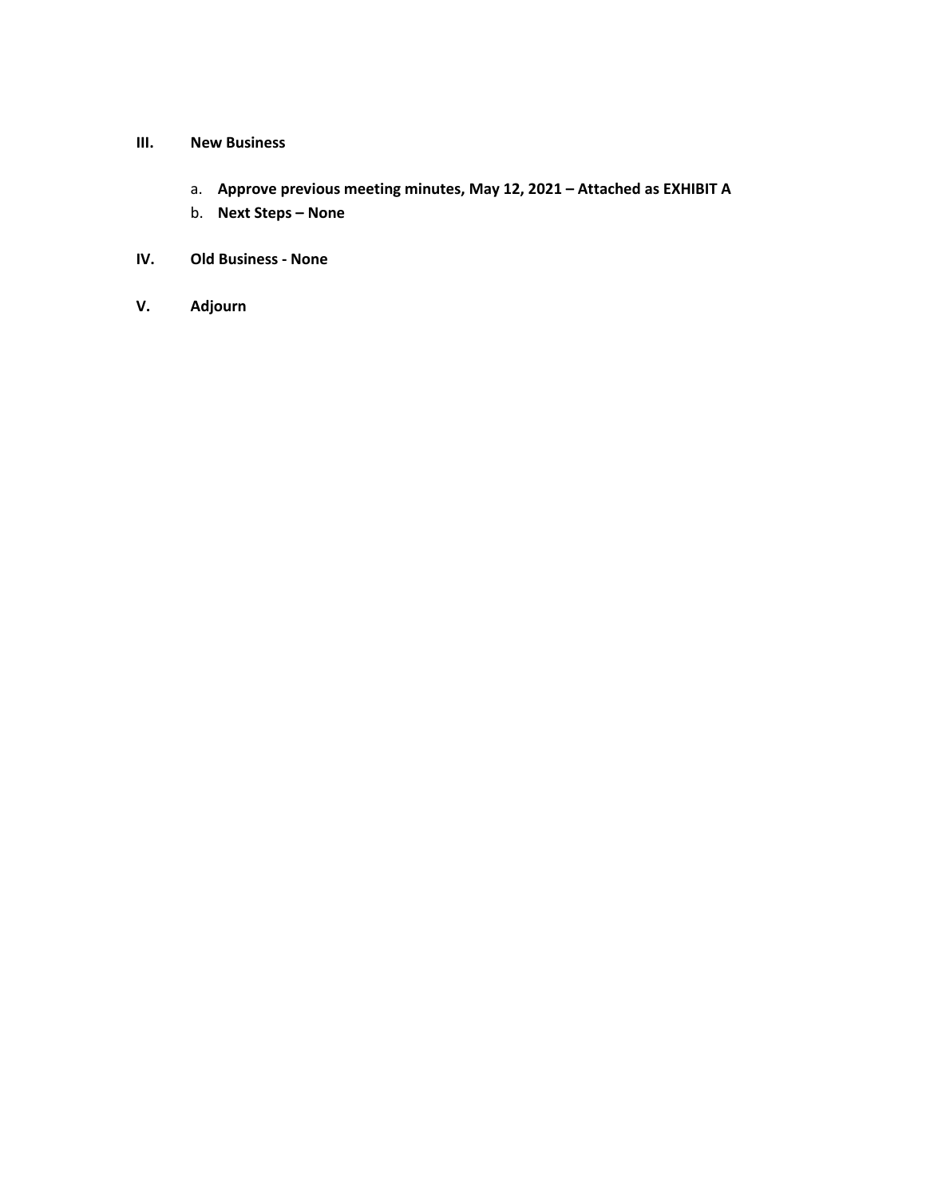**III. New Business**

a. **Approve previous meeting minutes, May 12, 2021 – Attached as EXHIBIT A**

b. **Next Steps – None**

**IV. Old Business - None**

**V. Adjourn**